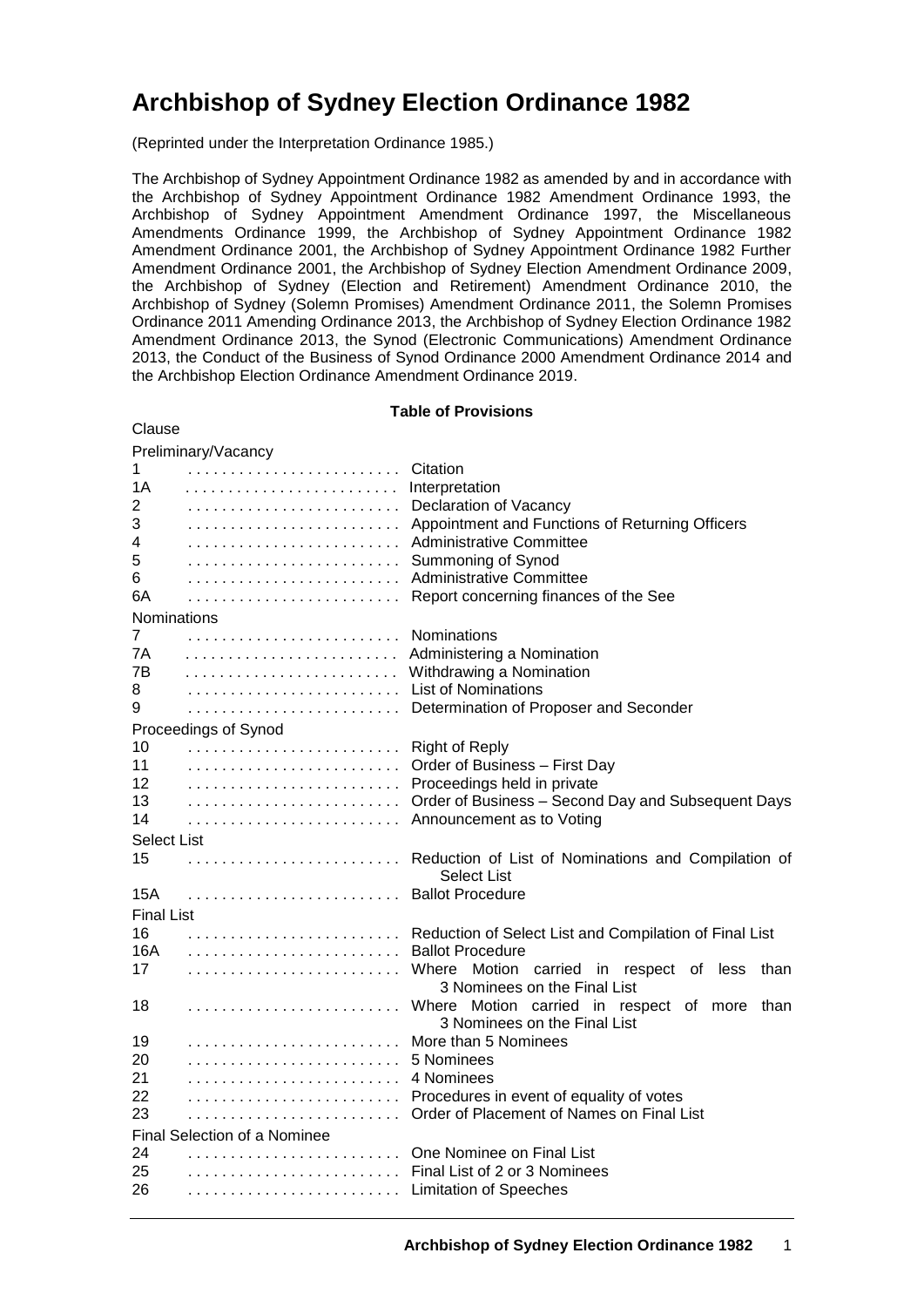# Archbishop of Sydney Election Ordinance 1982

(Reprinted under the Interpretation Ordinance 1985.)

The Archbishop of Sydney Appointment Ordinance 1982 as amended by and in accordance with the Archbishop of Sydney Appointment Ordinance 1982 Amendment Ordinance 1993, the Archbishop of Sydney Appointment Amendment Ordinance 1997, the Miscellaneous Amendments Ordinance 1999, the Archbishop of Sydney Appointment Ordinance 1982 Amendment Ordinance 2001, the Archbishop of Sydney Appointment Ordinance 1982 Further Amendment Ordinance 2001, the Archbishop of Sydney Election Amendment Ordinance 2009, the Archbishop of Sydney (Election and Retirement) Amendment Ordinance 2010, the Archbishop of Sydney (Solemn Promises) Amendment Ordinance 2011, the Solemn Promises Ordinance 2011 Amending Ordinance 2013, the Archbishop of Sydney Election Ordinance 1982 Amendment Ordinance 2013, the Synod (Electronic Communications) Amendment Ordinance 2013, the Conduct of the Business of Synod Ordinance 2000 Amendment Ordinance 2014 and the Archbishop Election Ordinance Amendment Ordinance 2019.

**Table of Provisions**

| Clause | |
|---|---|
| **Preliminary/Vacancy** | |
| 1 | Citation |
| 1A | Interpretation |
| 2 | Declaration of Vacancy |
| 3 | Appointment and Functions of Returning Officers |
| 4 | Administrative Committee |
| 5 | Summoning of Synod |
| 6 | Administrative Committee |
| 6A | Report concerning finances of the See |
| **Nominations** | |
| 7 | Nominations |
| 7A | Administering a Nomination |
| 7B | Withdrawing a Nomination |
| 8 | List of Nominations |
| 9 | Determination of Proposer and Seconder |
| **Proceedings of Synod** | |
| 10 | Right of Reply |
| 11 | Order of Business – First Day |
| 12 | Proceedings held in private |
| 13 | Order of Business – Second Day and Subsequent Days |
| 14 | Announcement as to Voting |
| **Select List** | |
| 15 | Reduction of List of Nominations and Compilation of Select List |
| 15A | Ballot Procedure |
| **Final List** | |
| 16 | Reduction of Select List and Compilation of Final List |
| 16A | Ballot Procedure |
| 17 | Where Motion carried in respect of less than 3 Nominees on the Final List |
| 18 | Where Motion carried in respect of more than 3 Nominees on the Final List |
| 19 | More than 5 Nominees |
| 20 | 5 Nominees |
| 21 | 4 Nominees |
| 22 | Procedures in event of equality of votes |
| 23 | Order of Placement of Names on Final List |
| **Final Selection of a Nominee** | |
| 24 | One Nominee on Final List |
| 25 | Final List of 2 or 3 Nominees |
| 26 | Limitation of Speeches |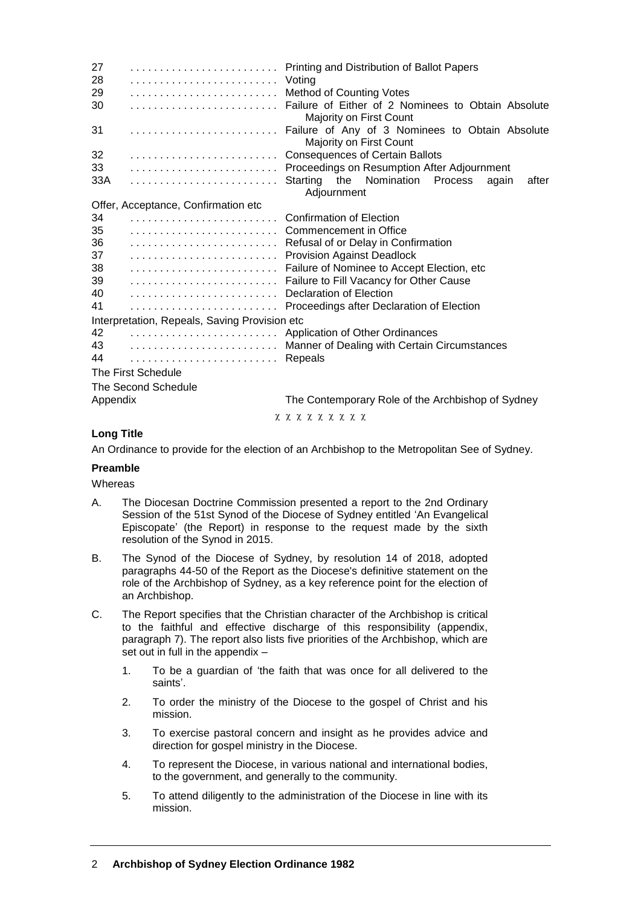| | |
|---|---|
| 27 ......................... | Printing and Distribution of Ballot Papers |
| 28 ......................... | Voting |
| 29 ......................... | Method of Counting Votes |
| 30 ......................... | Failure of Either of 2 Nominees to Obtain Absolute Majority on First Count |
| 31 ......................... | Failure of Any of 3 Nominees to Obtain Absolute Majority on First Count |
| 32 ......................... | Consequences of Certain Ballots |
| 33 ......................... | Proceedings on Resumption After Adjournment |
| 33A ......................... | Starting the Nomination Process again after Adjournment |
| Offer, Acceptance, Confirmation etc | |
| 34 ......................... | Confirmation of Election |
| 35 ......................... | Commencement in Office |
| 36 ......................... | Refusal of or Delay in Confirmation |
| 37 ......................... | Provision Against Deadlock |
| 38 ......................... | Failure of Nominee to Accept Election, etc |
| 39 ......................... | Failure to Fill Vacancy for Other Cause |
| 40 ......................... | Declaration of Election |
| 41 ......................... | Proceedings after Declaration of Election |
| Interpretation, Repeals, Saving Provision etc | |
| 42 ......................... | Application of Other Ordinances |
| 43 ......................... | Manner of Dealing with Certain Circumstances |
| 44 ......................... | Repeals |
| The First Schedule | |
| The Second Schedule | |
| Appendix | The Contemporary Role of the Archbishop of Sydney |

χ χ χ χ χ χ χ χ χ

**Long Title**

An Ordinance to provide for the election of an Archbishop to the Metropolitan See of Sydney.

**Preamble**

Whereas

A. The Diocesan Doctrine Commission presented a report to the 2nd Ordinary Session of the 51st Synod of the Diocese of Sydney entitled 'An Evangelical Episcopate' (the Report) in response to the request made by the sixth resolution of the Synod in 2015.

B. The Synod of the Diocese of Sydney, by resolution 14 of 2018, adopted paragraphs 44-50 of the Report as the Diocese's definitive statement on the role of the Archbishop of Sydney, as a key reference point for the election of an Archbishop.

C. The Report specifies that the Christian character of the Archbishop is critical to the faithful and effective discharge of this responsibility (appendix, paragraph 7). The report also lists five priorities of the Archbishop, which are set out in full in the appendix –

   1. To be a guardian of 'the faith that was once for all delivered to the saints'.

   2. To order the ministry of the Diocese to the gospel of Christ and his mission.

   3. To exercise pastoral concern and insight as he provides advice and direction for gospel ministry in the Diocese.

   4. To represent the Diocese, in various national and international bodies, to the government, and generally to the community.

   5. To attend diligently to the administration of the Diocese in line with its mission.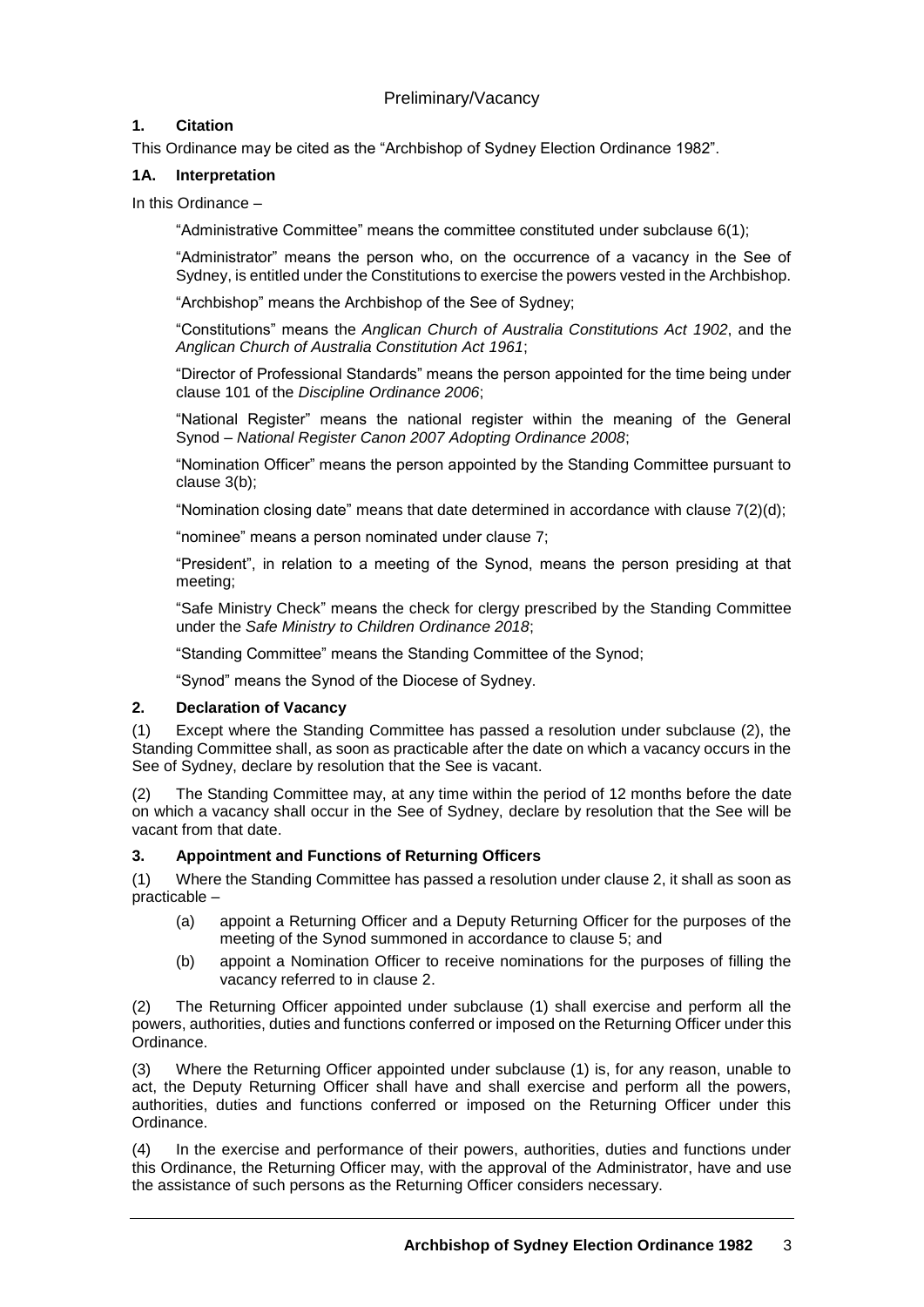## Preliminary/Vacancy

### 1. Citation

This Ordinance may be cited as the "Archbishop of Sydney Election Ordinance 1982".

### 1A. Interpretation

In this Ordinance –

"Administrative Committee" means the committee constituted under subclause 6(1);

"Administrator" means the person who, on the occurrence of a vacancy in the See of Sydney, is entitled under the Constitutions to exercise the powers vested in the Archbishop.

"Archbishop" means the Archbishop of the See of Sydney;

"Constitutions" means the *Anglican Church of Australia Constitutions Act 1902*, and the *Anglican Church of Australia Constitution Act 1961*;

"Director of Professional Standards" means the person appointed for the time being under clause 101 of the *Discipline Ordinance 2006*;

"National Register" means the national register within the meaning of the General Synod – *National Register Canon 2007 Adopting Ordinance 2008*;

"Nomination Officer" means the person appointed by the Standing Committee pursuant to clause 3(b);

"Nomination closing date" means that date determined in accordance with clause 7(2)(d);

"nominee" means a person nominated under clause 7;

"President", in relation to a meeting of the Synod, means the person presiding at that meeting;

"Safe Ministry Check" means the check for clergy prescribed by the Standing Committee under the *Safe Ministry to Children Ordinance 2018*;

"Standing Committee" means the Standing Committee of the Synod;

"Synod" means the Synod of the Diocese of Sydney.

### 2. Declaration of Vacancy

(1) Except where the Standing Committee has passed a resolution under subclause (2), the Standing Committee shall, as soon as practicable after the date on which a vacancy occurs in the See of Sydney, declare by resolution that the See is vacant.

(2) The Standing Committee may, at any time within the period of 12 months before the date on which a vacancy shall occur in the See of Sydney, declare by resolution that the See will be vacant from that date.

### 3. Appointment and Functions of Returning Officers

(1) Where the Standing Committee has passed a resolution under clause 2, it shall as soon as practicable –

(a) appoint a Returning Officer and a Deputy Returning Officer for the purposes of the meeting of the Synod summoned in accordance to clause 5; and

(b) appoint a Nomination Officer to receive nominations for the purposes of filling the vacancy referred to in clause 2.

(2) The Returning Officer appointed under subclause (1) shall exercise and perform all the powers, authorities, duties and functions conferred or imposed on the Returning Officer under this Ordinance.

(3) Where the Returning Officer appointed under subclause (1) is, for any reason, unable to act, the Deputy Returning Officer shall have and shall exercise and perform all the powers, authorities, duties and functions conferred or imposed on the Returning Officer under this Ordinance.

(4) In the exercise and performance of their powers, authorities, duties and functions under this Ordinance, the Returning Officer may, with the approval of the Administrator, have and use the assistance of such persons as the Returning Officer considers necessary.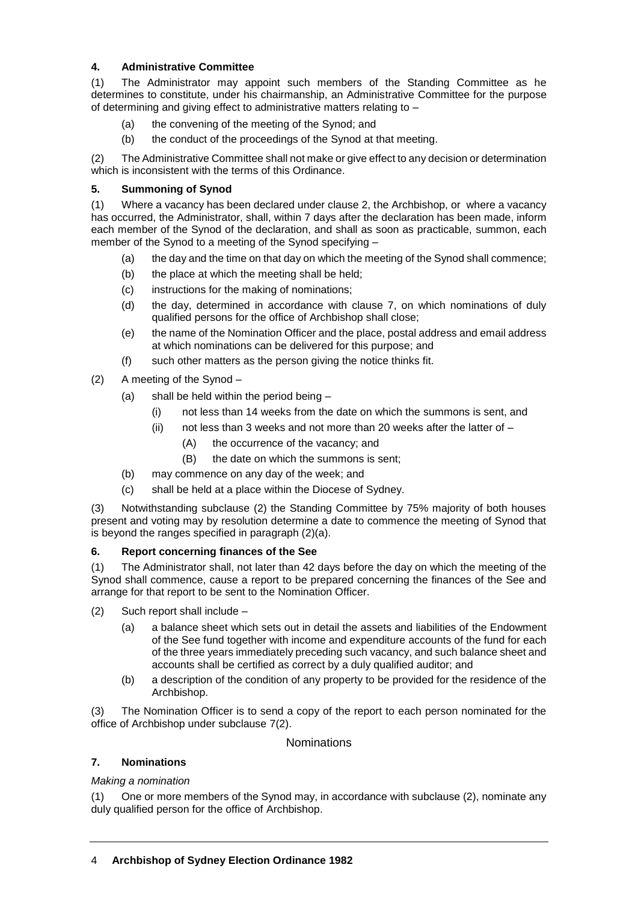#### 4. Administrative Committee

(1) The Administrator may appoint such members of the Standing Committee as he determines to constitute, under his chairmanship, an Administrative Committee for the purpose of determining and giving effect to administrative matters relating to –

- (a) the convening of the meeting of the Synod; and
- (b) the conduct of the proceedings of the Synod at that meeting.

(2) The Administrative Committee shall not make or give effect to any decision or determination which is inconsistent with the terms of this Ordinance.

#### 5. Summoning of Synod

(1) Where a vacancy has been declared under clause 2, the Archbishop, or where a vacancy has occurred, the Administrator, shall, within 7 days after the declaration has been made, inform each member of the Synod of the declaration, and shall as soon as practicable, summon, each member of the Synod to a meeting of the Synod specifying –

- (a) the day and the time on that day on which the meeting of the Synod shall commence;
- (b) the place at which the meeting shall be held;
- (c) instructions for the making of nominations;
- (d) the day, determined in accordance with clause 7, on which nominations of duly qualified persons for the office of Archbishop shall close;
- (e) the name of the Nomination Officer and the place, postal address and email address at which nominations can be delivered for this purpose; and
- (f) such other matters as the person giving the notice thinks fit.

(2) A meeting of the Synod –

- (a) shall be held within the period being –
  - (i) not less than 14 weeks from the date on which the summons is sent, and
  - (ii) not less than 3 weeks and not more than 20 weeks after the latter of –
    - (A) the occurrence of the vacancy; and
    - (B) the date on which the summons is sent;
- (b) may commence on any day of the week; and
- (c) shall be held at a place within the Diocese of Sydney.

(3) Notwithstanding subclause (2) the Standing Committee by 75% majority of both houses present and voting may by resolution determine a date to commence the meeting of Synod that is beyond the ranges specified in paragraph (2)(a).

#### 6. Report concerning finances of the See

(1) The Administrator shall, not later than 42 days before the day on which the meeting of the Synod shall commence, cause a report to be prepared concerning the finances of the See and arrange for that report to be sent to the Nomination Officer.

(2) Such report shall include –

- (a) a balance sheet which sets out in detail the assets and liabilities of the Endowment of the See fund together with income and expenditure accounts of the fund for each of the three years immediately preceding such vacancy, and such balance sheet and accounts shall be certified as correct by a duly qualified auditor; and
- (b) a description of the condition of any property to be provided for the residence of the Archbishop.

(3) The Nomination Officer is to send a copy of the report to each person nominated for the office of Archbishop under subclause 7(2).

### Nominations

#### 7. Nominations

*Making a nomination*

(1) One or more members of the Synod may, in accordance with subclause (2), nominate any duly qualified person for the office of Archbishop.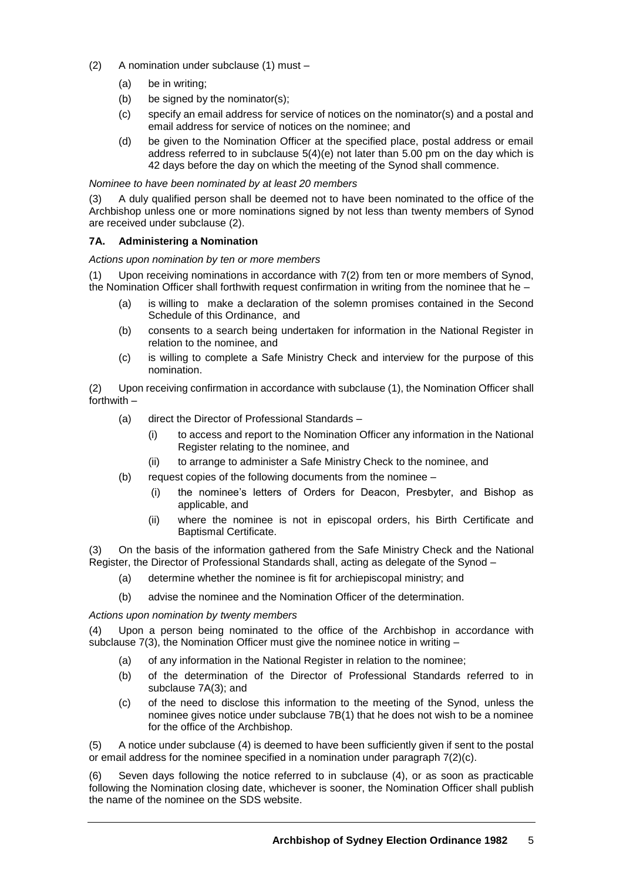(2) A nomination under subclause (1) must –

(a) be in writing;

(b) be signed by the nominator(s);

(c) specify an email address for service of notices on the nominator(s) and a postal and email address for service of notices on the nominee; and

(d) be given to the Nomination Officer at the specified place, postal address or email address referred to in subclause 5(4)(e) not later than 5.00 pm on the day which is 42 days before the day on which the meeting of the Synod shall commence.

*Nominee to have been nominated by at least 20 members*

(3) A duly qualified person shall be deemed not to have been nominated to the office of the Archbishop unless one or more nominations signed by not less than twenty members of Synod are received under subclause (2).

**7A. Administering a Nomination**

*Actions upon nomination by ten or more members*

(1) Upon receiving nominations in accordance with 7(2) from ten or more members of Synod, the Nomination Officer shall forthwith request confirmation in writing from the nominee that he –

(a) is willing to make a declaration of the solemn promises contained in the Second Schedule of this Ordinance, and

(b) consents to a search being undertaken for information in the National Register in relation to the nominee, and

(c) is willing to complete a Safe Ministry Check and interview for the purpose of this nomination.

(2) Upon receiving confirmation in accordance with subclause (1), the Nomination Officer shall forthwith –

(a) direct the Director of Professional Standards –

(i) to access and report to the Nomination Officer any information in the National Register relating to the nominee, and

(ii) to arrange to administer a Safe Ministry Check to the nominee, and

(b) request copies of the following documents from the nominee –

(i) the nominee's letters of Orders for Deacon, Presbyter, and Bishop as applicable, and

(ii) where the nominee is not in episcopal orders, his Birth Certificate and Baptismal Certificate.

(3) On the basis of the information gathered from the Safe Ministry Check and the National Register, the Director of Professional Standards shall, acting as delegate of the Synod –

(a) determine whether the nominee is fit for archiepiscopal ministry; and

(b) advise the nominee and the Nomination Officer of the determination.

*Actions upon nomination by twenty members*

(4) Upon a person being nominated to the office of the Archbishop in accordance with subclause 7(3), the Nomination Officer must give the nominee notice in writing –

(a) of any information in the National Register in relation to the nominee;

(b) of the determination of the Director of Professional Standards referred to in subclause 7A(3); and

(c) of the need to disclose this information to the meeting of the Synod, unless the nominee gives notice under subclause 7B(1) that he does not wish to be a nominee for the office of the Archbishop.

(5) A notice under subclause (4) is deemed to have been sufficiently given if sent to the postal or email address for the nominee specified in a nomination under paragraph 7(2)(c).

(6) Seven days following the notice referred to in subclause (4), or as soon as practicable following the Nomination closing date, whichever is sooner, the Nomination Officer shall publish the name of the nominee on the SDS website.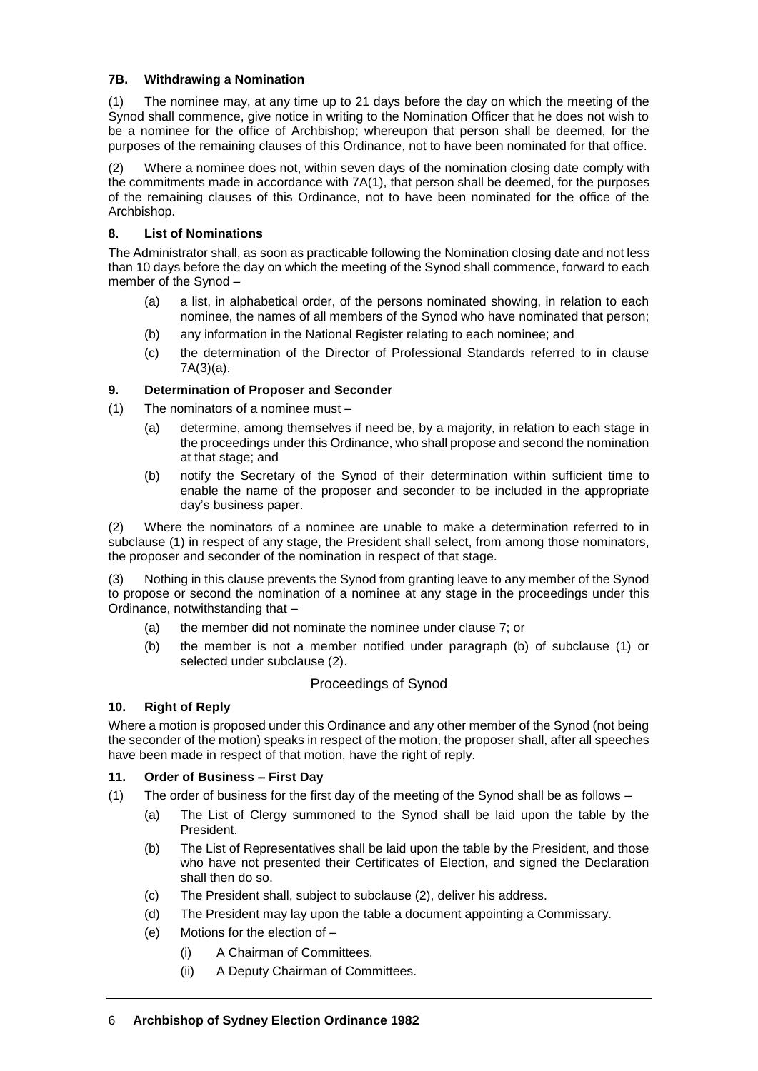### 7B. Withdrawing a Nomination

(1) The nominee may, at any time up to 21 days before the day on which the meeting of the Synod shall commence, give notice in writing to the Nomination Officer that he does not wish to be a nominee for the office of Archbishop; whereupon that person shall be deemed, for the purposes of the remaining clauses of this Ordinance, not to have been nominated for that office.

(2) Where a nominee does not, within seven days of the nomination closing date comply with the commitments made in accordance with 7A(1), that person shall be deemed, for the purposes of the remaining clauses of this Ordinance, not to have been nominated for the office of the Archbishop.

### 8. List of Nominations

The Administrator shall, as soon as practicable following the Nomination closing date and not less than 10 days before the day on which the meeting of the Synod shall commence, forward to each member of the Synod –

- (a) a list, in alphabetical order, of the persons nominated showing, in relation to each nominee, the names of all members of the Synod who have nominated that person;
- (b) any information in the National Register relating to each nominee; and
- (c) the determination of the Director of Professional Standards referred to in clause 7A(3)(a).

### 9. Determination of Proposer and Seconder

(1) The nominators of a nominee must –

- (a) determine, among themselves if need be, by a majority, in relation to each stage in the proceedings under this Ordinance, who shall propose and second the nomination at that stage; and
- (b) notify the Secretary of the Synod of their determination within sufficient time to enable the name of the proposer and seconder to be included in the appropriate day's business paper.

(2) Where the nominators of a nominee are unable to make a determination referred to in subclause (1) in respect of any stage, the President shall select, from among those nominators, the proposer and seconder of the nomination in respect of that stage.

(3) Nothing in this clause prevents the Synod from granting leave to any member of the Synod to propose or second the nomination of a nominee at any stage in the proceedings under this Ordinance, notwithstanding that –

- (a) the member did not nominate the nominee under clause 7; or
- (b) the member is not a member notified under paragraph (b) of subclause (1) or selected under subclause (2).

## Proceedings of Synod

### 10. Right of Reply

Where a motion is proposed under this Ordinance and any other member of the Synod (not being the seconder of the motion) speaks in respect of the motion, the proposer shall, after all speeches have been made in respect of that motion, have the right of reply.

### 11. Order of Business – First Day

(1) The order of business for the first day of the meeting of the Synod shall be as follows –

- (a) The List of Clergy summoned to the Synod shall be laid upon the table by the President.
- (b) The List of Representatives shall be laid upon the table by the President, and those who have not presented their Certificates of Election, and signed the Declaration shall then do so.
- (c) The President shall, subject to subclause (2), deliver his address.
- (d) The President may lay upon the table a document appointing a Commissary.
- (e) Motions for the election of –
  - (i) A Chairman of Committees.
  - (ii) A Deputy Chairman of Committees.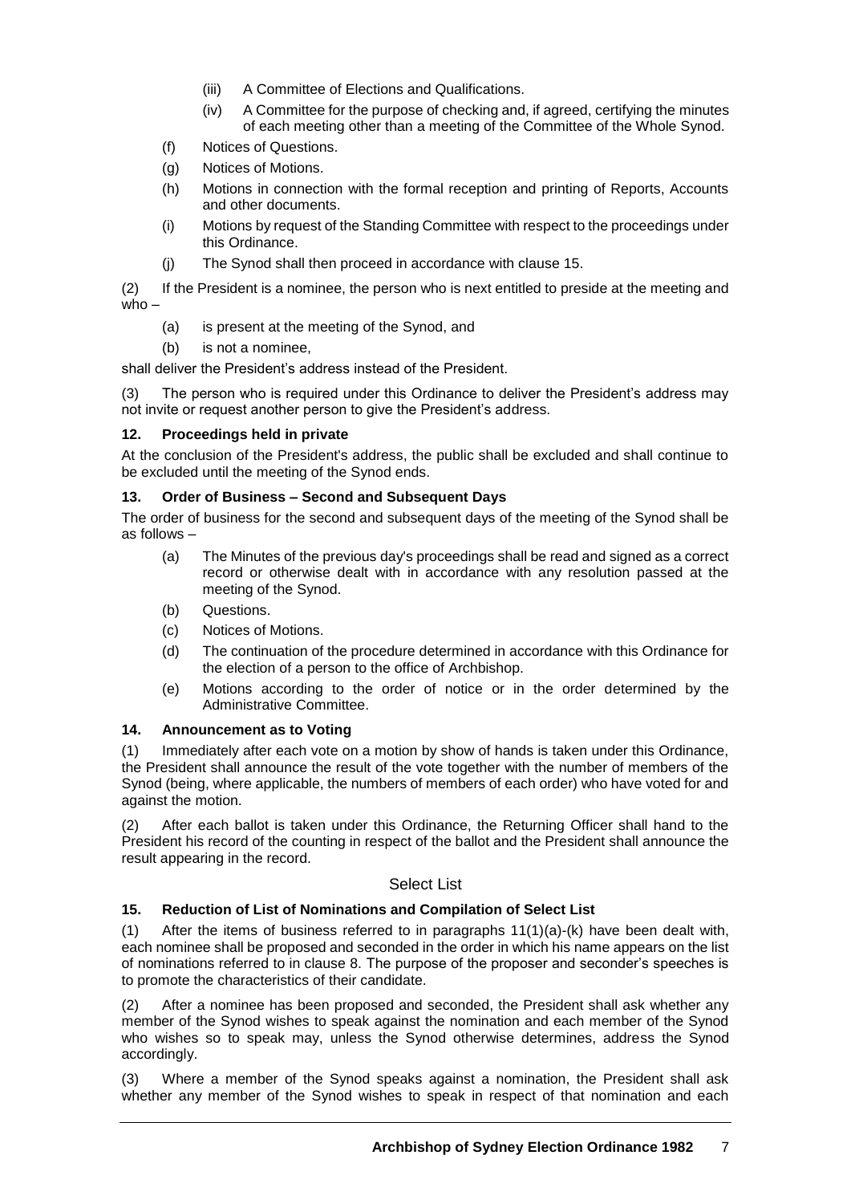(iii) A Committee of Elections and Qualifications.

(iv) A Committee for the purpose of checking and, if agreed, certifying the minutes of each meeting other than a meeting of the Committee of the Whole Synod.

(f) Notices of Questions.

(g) Notices of Motions.

(h) Motions in connection with the formal reception and printing of Reports, Accounts and other documents.

(i) Motions by request of the Standing Committee with respect to the proceedings under this Ordinance.

(j) The Synod shall then proceed in accordance with clause 15.

(2) If the President is a nominee, the person who is next entitled to preside at the meeting and who –

(a) is present at the meeting of the Synod, and

(b) is not a nominee,

shall deliver the President's address instead of the President.

(3) The person who is required under this Ordinance to deliver the President's address may not invite or request another person to give the President's address.

### 12. Proceedings held in private

At the conclusion of the President's address, the public shall be excluded and shall continue to be excluded until the meeting of the Synod ends.

### 13. Order of Business – Second and Subsequent Days

The order of business for the second and subsequent days of the meeting of the Synod shall be as follows –

(a) The Minutes of the previous day's proceedings shall be read and signed as a correct record or otherwise dealt with in accordance with any resolution passed at the meeting of the Synod.

(b) Questions.

(c) Notices of Motions.

(d) The continuation of the procedure determined in accordance with this Ordinance for the election of a person to the office of Archbishop.

(e) Motions according to the order of notice or in the order determined by the Administrative Committee.

### 14. Announcement as to Voting

(1) Immediately after each vote on a motion by show of hands is taken under this Ordinance, the President shall announce the result of the vote together with the number of members of the Synod (being, where applicable, the numbers of members of each order) who have voted for and against the motion.

(2) After each ballot is taken under this Ordinance, the Returning Officer shall hand to the President his record of the counting in respect of the ballot and the President shall announce the result appearing in the record.

## Select List

### 15. Reduction of List of Nominations and Compilation of Select List

(1) After the items of business referred to in paragraphs 11(1)(a)-(k) have been dealt with, each nominee shall be proposed and seconded in the order in which his name appears on the list of nominations referred to in clause 8. The purpose of the proposer and seconder's speeches is to promote the characteristics of their candidate.

(2) After a nominee has been proposed and seconded, the President shall ask whether any member of the Synod wishes to speak against the nomination and each member of the Synod who wishes so to speak may, unless the Synod otherwise determines, address the Synod accordingly.

(3) Where a member of the Synod speaks against a nomination, the President shall ask whether any member of the Synod wishes to speak in respect of that nomination and each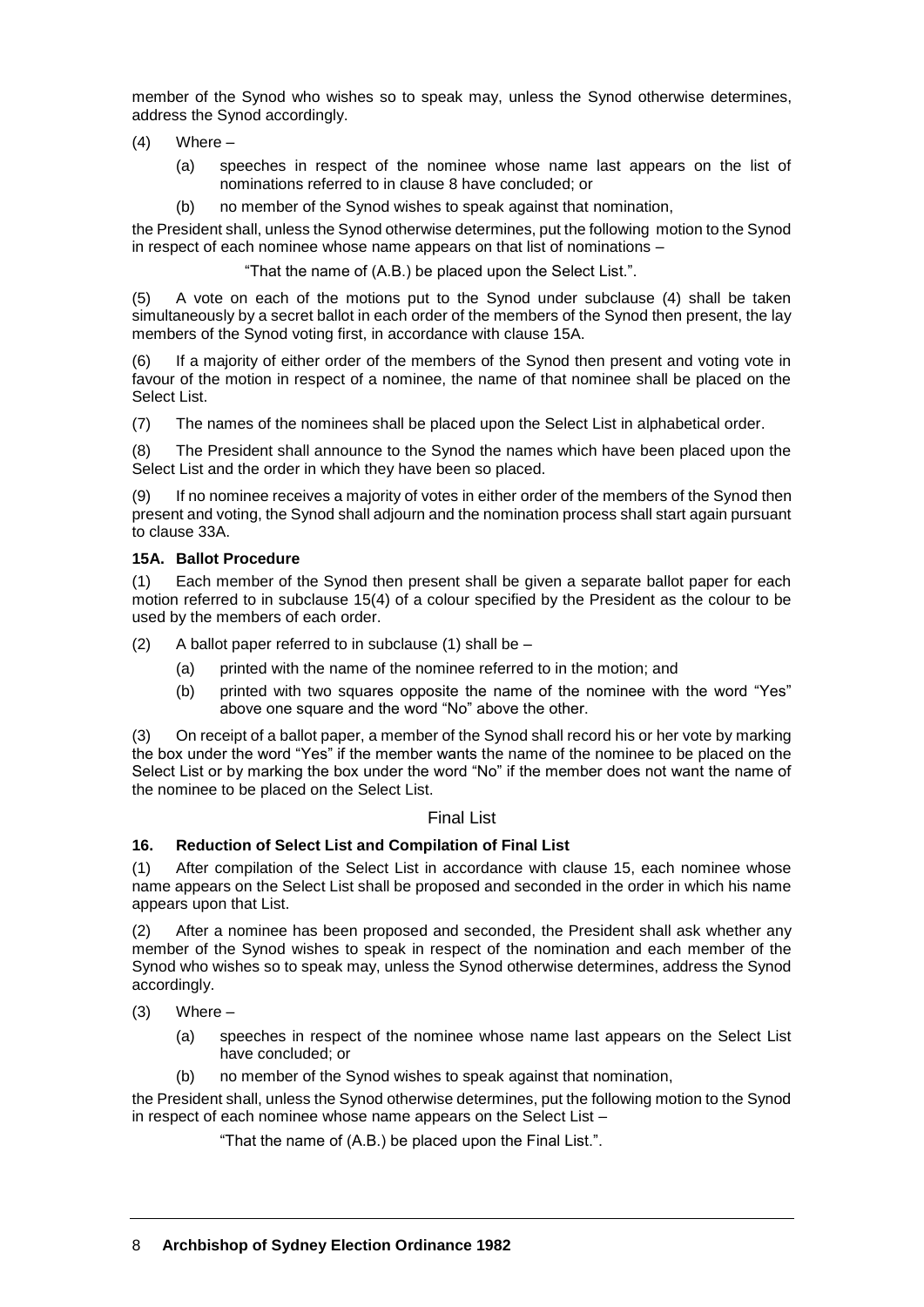member of the Synod who wishes so to speak may, unless the Synod otherwise determines, address the Synod accordingly.

(4) Where –

- (a) speeches in respect of the nominee whose name last appears on the list of nominations referred to in clause 8 have concluded; or
- (b) no member of the Synod wishes to speak against that nomination,

the President shall, unless the Synod otherwise determines, put the following motion to the Synod in respect of each nominee whose name appears on that list of nominations –

"That the name of (A.B.) be placed upon the Select List.".

(5) A vote on each of the motions put to the Synod under subclause (4) shall be taken simultaneously by a secret ballot in each order of the members of the Synod then present, the lay members of the Synod voting first, in accordance with clause 15A.

(6) If a majority of either order of the members of the Synod then present and voting vote in favour of the motion in respect of a nominee, the name of that nominee shall be placed on the Select List.

(7) The names of the nominees shall be placed upon the Select List in alphabetical order.

(8) The President shall announce to the Synod the names which have been placed upon the Select List and the order in which they have been so placed.

(9) If no nominee receives a majority of votes in either order of the members of the Synod then present and voting, the Synod shall adjourn and the nomination process shall start again pursuant to clause 33A.

**15A. Ballot Procedure**

(1) Each member of the Synod then present shall be given a separate ballot paper for each motion referred to in subclause 15(4) of a colour specified by the President as the colour to be used by the members of each order.

(2) A ballot paper referred to in subclause (1) shall be –

- (a) printed with the name of the nominee referred to in the motion; and
- (b) printed with two squares opposite the name of the nominee with the word "Yes" above one square and the word "No" above the other.

(3) On receipt of a ballot paper, a member of the Synod shall record his or her vote by marking the box under the word "Yes" if the member wants the name of the nominee to be placed on the Select List or by marking the box under the word "No" if the member does not want the name of the nominee to be placed on the Select List.

## Final List

**16. Reduction of Select List and Compilation of Final List**

(1) After compilation of the Select List in accordance with clause 15, each nominee whose name appears on the Select List shall be proposed and seconded in the order in which his name appears upon that List.

(2) After a nominee has been proposed and seconded, the President shall ask whether any member of the Synod wishes to speak in respect of the nomination and each member of the Synod who wishes so to speak may, unless the Synod otherwise determines, address the Synod accordingly.

(3) Where –

- (a) speeches in respect of the nominee whose name last appears on the Select List have concluded; or
- (b) no member of the Synod wishes to speak against that nomination,

the President shall, unless the Synod otherwise determines, put the following motion to the Synod in respect of each nominee whose name appears on the Select List –

"That the name of (A.B.) be placed upon the Final List.".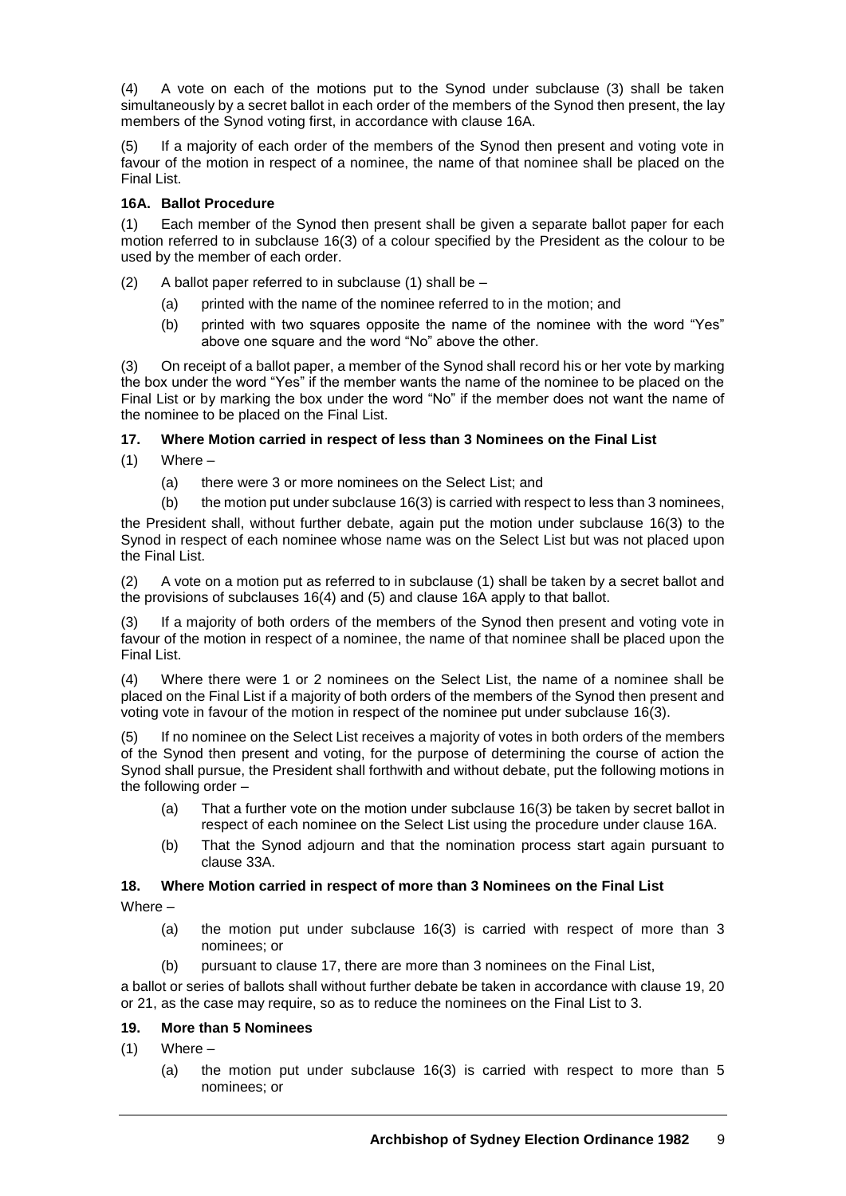(4) A vote on each of the motions put to the Synod under subclause (3) shall be taken simultaneously by a secret ballot in each order of the members of the Synod then present, the lay members of the Synod voting first, in accordance with clause 16A.

(5) If a majority of each order of the members of the Synod then present and voting vote in favour of the motion in respect of a nominee, the name of that nominee shall be placed on the Final List.

**16A. Ballot Procedure**

(1) Each member of the Synod then present shall be given a separate ballot paper for each motion referred to in subclause 16(3) of a colour specified by the President as the colour to be used by the member of each order.

(2) A ballot paper referred to in subclause (1) shall be –

- (a) printed with the name of the nominee referred to in the motion; and
- (b) printed with two squares opposite the name of the nominee with the word "Yes" above one square and the word "No" above the other.

(3) On receipt of a ballot paper, a member of the Synod shall record his or her vote by marking the box under the word "Yes" if the member wants the name of the nominee to be placed on the Final List or by marking the box under the word "No" if the member does not want the name of the nominee to be placed on the Final List.

**17. Where Motion carried in respect of less than 3 Nominees on the Final List**

(1) Where –

- (a) there were 3 or more nominees on the Select List; and
- (b) the motion put under subclause 16(3) is carried with respect to less than 3 nominees,

the President shall, without further debate, again put the motion under subclause 16(3) to the Synod in respect of each nominee whose name was on the Select List but was not placed upon the Final List.

(2) A vote on a motion put as referred to in subclause (1) shall be taken by a secret ballot and the provisions of subclauses 16(4) and (5) and clause 16A apply to that ballot.

(3) If a majority of both orders of the members of the Synod then present and voting vote in favour of the motion in respect of a nominee, the name of that nominee shall be placed upon the Final List.

(4) Where there were 1 or 2 nominees on the Select List, the name of a nominee shall be placed on the Final List if a majority of both orders of the members of the Synod then present and voting vote in favour of the motion in respect of the nominee put under subclause 16(3).

(5) If no nominee on the Select List receives a majority of votes in both orders of the members of the Synod then present and voting, for the purpose of determining the course of action the Synod shall pursue, the President shall forthwith and without debate, put the following motions in the following order –

- (a) That a further vote on the motion under subclause 16(3) be taken by secret ballot in respect of each nominee on the Select List using the procedure under clause 16A.
- (b) That the Synod adjourn and that the nomination process start again pursuant to clause 33A.

**18. Where Motion carried in respect of more than 3 Nominees on the Final List**

Where –

- (a) the motion put under subclause 16(3) is carried with respect of more than 3 nominees; or
- (b) pursuant to clause 17, there are more than 3 nominees on the Final List,

a ballot or series of ballots shall without further debate be taken in accordance with clause 19, 20 or 21, as the case may require, so as to reduce the nominees on the Final List to 3.

**19. More than 5 Nominees**

(1) Where –

- (a) the motion put under subclause 16(3) is carried with respect to more than 5 nominees; or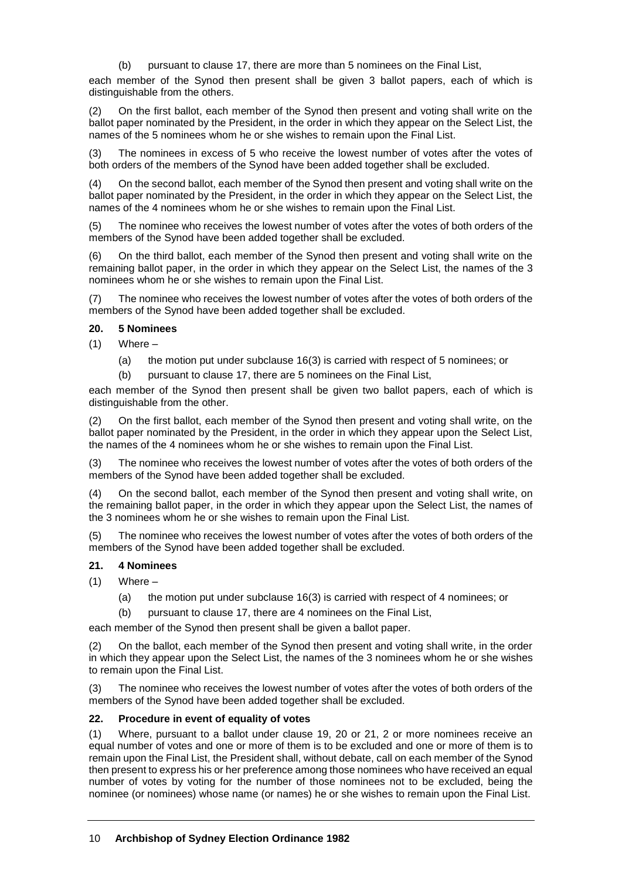(b) pursuant to clause 17, there are more than 5 nominees on the Final List,

each member of the Synod then present shall be given 3 ballot papers, each of which is distinguishable from the others.

(2) On the first ballot, each member of the Synod then present and voting shall write on the ballot paper nominated by the President, in the order in which they appear on the Select List, the names of the 5 nominees whom he or she wishes to remain upon the Final List.

(3) The nominees in excess of 5 who receive the lowest number of votes after the votes of both orders of the members of the Synod have been added together shall be excluded.

(4) On the second ballot, each member of the Synod then present and voting shall write on the ballot paper nominated by the President, in the order in which they appear on the Select List, the names of the 4 nominees whom he or she wishes to remain upon the Final List.

(5) The nominee who receives the lowest number of votes after the votes of both orders of the members of the Synod have been added together shall be excluded.

(6) On the third ballot, each member of the Synod then present and voting shall write on the remaining ballot paper, in the order in which they appear on the Select List, the names of the 3 nominees whom he or she wishes to remain upon the Final List.

(7) The nominee who receives the lowest number of votes after the votes of both orders of the members of the Synod have been added together shall be excluded.

### 20. 5 Nominees

(1) Where –

(a) the motion put under subclause 16(3) is carried with respect of 5 nominees; or

(b) pursuant to clause 17, there are 5 nominees on the Final List,

each member of the Synod then present shall be given two ballot papers, each of which is distinguishable from the other.

(2) On the first ballot, each member of the Synod then present and voting shall write, on the ballot paper nominated by the President, in the order in which they appear upon the Select List, the names of the 4 nominees whom he or she wishes to remain upon the Final List.

(3) The nominee who receives the lowest number of votes after the votes of both orders of the members of the Synod have been added together shall be excluded.

(4) On the second ballot, each member of the Synod then present and voting shall write, on the remaining ballot paper, in the order in which they appear upon the Select List, the names of the 3 nominees whom he or she wishes to remain upon the Final List.

(5) The nominee who receives the lowest number of votes after the votes of both orders of the members of the Synod have been added together shall be excluded.

### 21. 4 Nominees

(1) Where –

(a) the motion put under subclause 16(3) is carried with respect of 4 nominees; or

(b) pursuant to clause 17, there are 4 nominees on the Final List,

each member of the Synod then present shall be given a ballot paper.

(2) On the ballot, each member of the Synod then present and voting shall write, in the order in which they appear upon the Select List, the names of the 3 nominees whom he or she wishes to remain upon the Final List.

(3) The nominee who receives the lowest number of votes after the votes of both orders of the members of the Synod have been added together shall be excluded.

### 22. Procedure in event of equality of votes

(1) Where, pursuant to a ballot under clause 19, 20 or 21, 2 or more nominees receive an equal number of votes and one or more of them is to be excluded and one or more of them is to remain upon the Final List, the President shall, without debate, call on each member of the Synod then present to express his or her preference among those nominees who have received an equal number of votes by voting for the number of those nominees not to be excluded, being the nominee (or nominees) whose name (or names) he or she wishes to remain upon the Final List.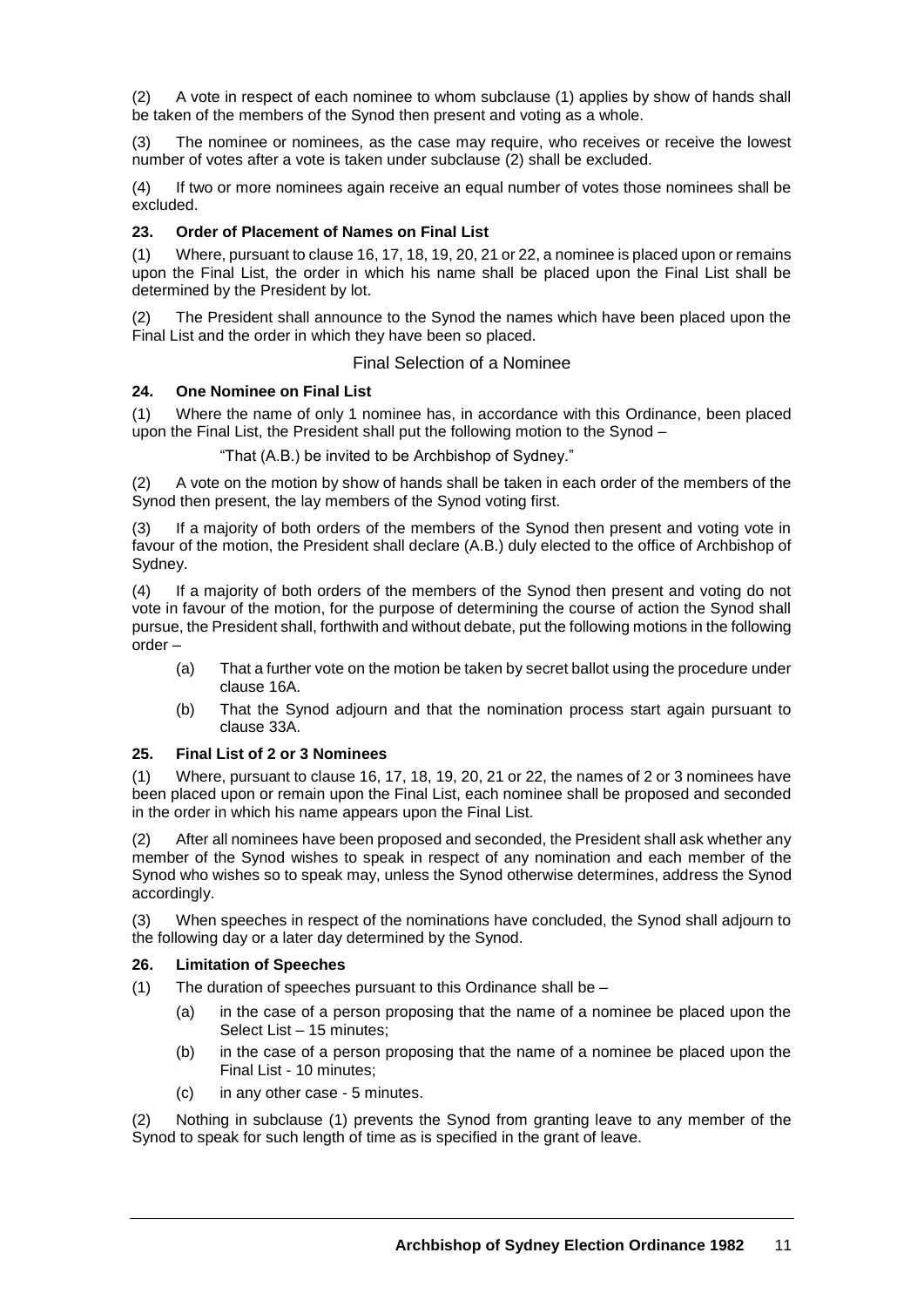(2) A vote in respect of each nominee to whom subclause (1) applies by show of hands shall be taken of the members of the Synod then present and voting as a whole.

(3) The nominee or nominees, as the case may require, who receives or receive the lowest number of votes after a vote is taken under subclause (2) shall be excluded.

(4) If two or more nominees again receive an equal number of votes those nominees shall be excluded.

**23. Order of Placement of Names on Final List**

(1) Where, pursuant to clause 16, 17, 18, 19, 20, 21 or 22, a nominee is placed upon or remains upon the Final List, the order in which his name shall be placed upon the Final List shall be determined by the President by lot.

(2) The President shall announce to the Synod the names which have been placed upon the Final List and the order in which they have been so placed.

## Final Selection of a Nominee

**24. One Nominee on Final List**

(1) Where the name of only 1 nominee has, in accordance with this Ordinance, been placed upon the Final List, the President shall put the following motion to the Synod –

"That (A.B.) be invited to be Archbishop of Sydney."

(2) A vote on the motion by show of hands shall be taken in each order of the members of the Synod then present, the lay members of the Synod voting first.

(3) If a majority of both orders of the members of the Synod then present and voting vote in favour of the motion, the President shall declare (A.B.) duly elected to the office of Archbishop of Sydney.

(4) If a majority of both orders of the members of the Synod then present and voting do not vote in favour of the motion, for the purpose of determining the course of action the Synod shall pursue, the President shall, forthwith and without debate, put the following motions in the following order –

- (a) That a further vote on the motion be taken by secret ballot using the procedure under clause 16A.
- (b) That the Synod adjourn and that the nomination process start again pursuant to clause 33A.

**25. Final List of 2 or 3 Nominees**

(1) Where, pursuant to clause 16, 17, 18, 19, 20, 21 or 22, the names of 2 or 3 nominees have been placed upon or remain upon the Final List, each nominee shall be proposed and seconded in the order in which his name appears upon the Final List.

(2) After all nominees have been proposed and seconded, the President shall ask whether any member of the Synod wishes to speak in respect of any nomination and each member of the Synod who wishes so to speak may, unless the Synod otherwise determines, address the Synod accordingly.

(3) When speeches in respect of the nominations have concluded, the Synod shall adjourn to the following day or a later day determined by the Synod.

**26. Limitation of Speeches**

(1) The duration of speeches pursuant to this Ordinance shall be –

- (a) in the case of a person proposing that the name of a nominee be placed upon the Select List – 15 minutes;
- (b) in the case of a person proposing that the name of a nominee be placed upon the Final List - 10 minutes;
- (c) in any other case - 5 minutes.

(2) Nothing in subclause (1) prevents the Synod from granting leave to any member of the Synod to speak for such length of time as is specified in the grant of leave.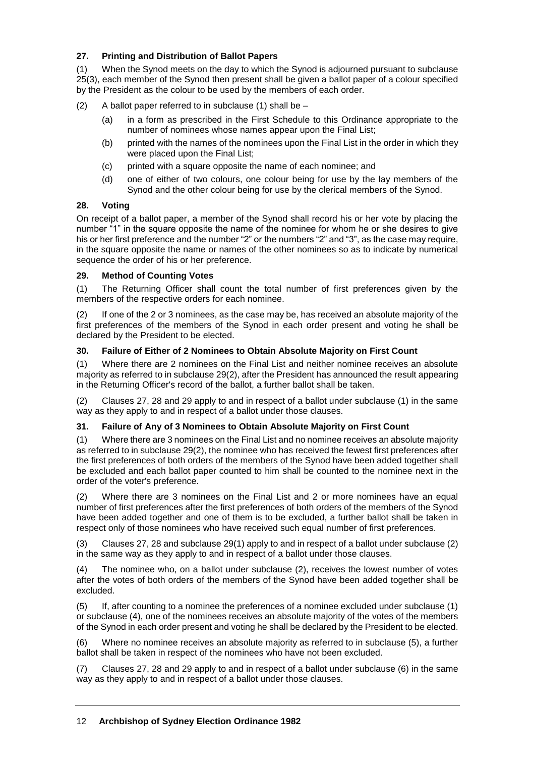**27. Printing and Distribution of Ballot Papers**

(1) When the Synod meets on the day to which the Synod is adjourned pursuant to subclause 25(3), each member of the Synod then present shall be given a ballot paper of a colour specified by the President as the colour to be used by the members of each order.

(2) A ballot paper referred to in subclause (1) shall be –

- (a) in a form as prescribed in the First Schedule to this Ordinance appropriate to the number of nominees whose names appear upon the Final List;
- (b) printed with the names of the nominees upon the Final List in the order in which they were placed upon the Final List;
- (c) printed with a square opposite the name of each nominee; and
- (d) one of either of two colours, one colour being for use by the lay members of the Synod and the other colour being for use by the clerical members of the Synod.

**28. Voting**

On receipt of a ballot paper, a member of the Synod shall record his or her vote by placing the number "1" in the square opposite the name of the nominee for whom he or she desires to give his or her first preference and the number "2" or the numbers "2" and "3", as the case may require, in the square opposite the name or names of the other nominees so as to indicate by numerical sequence the order of his or her preference.

**29. Method of Counting Votes**

(1) The Returning Officer shall count the total number of first preferences given by the members of the respective orders for each nominee.

(2) If one of the 2 or 3 nominees, as the case may be, has received an absolute majority of the first preferences of the members of the Synod in each order present and voting he shall be declared by the President to be elected.

**30. Failure of Either of 2 Nominees to Obtain Absolute Majority on First Count**

(1) Where there are 2 nominees on the Final List and neither nominee receives an absolute majority as referred to in subclause 29(2), after the President has announced the result appearing in the Returning Officer's record of the ballot, a further ballot shall be taken.

(2) Clauses 27, 28 and 29 apply to and in respect of a ballot under subclause (1) in the same way as they apply to and in respect of a ballot under those clauses.

**31. Failure of Any of 3 Nominees to Obtain Absolute Majority on First Count**

(1) Where there are 3 nominees on the Final List and no nominee receives an absolute majority as referred to in subclause 29(2), the nominee who has received the fewest first preferences after the first preferences of both orders of the members of the Synod have been added together shall be excluded and each ballot paper counted to him shall be counted to the nominee next in the order of the voter's preference.

(2) Where there are 3 nominees on the Final List and 2 or more nominees have an equal number of first preferences after the first preferences of both orders of the members of the Synod have been added together and one of them is to be excluded, a further ballot shall be taken in respect only of those nominees who have received such equal number of first preferences.

(3) Clauses 27, 28 and subclause 29(1) apply to and in respect of a ballot under subclause (2) in the same way as they apply to and in respect of a ballot under those clauses.

(4) The nominee who, on a ballot under subclause (2), receives the lowest number of votes after the votes of both orders of the members of the Synod have been added together shall be excluded.

(5) If, after counting to a nominee the preferences of a nominee excluded under subclause (1) or subclause (4), one of the nominees receives an absolute majority of the votes of the members of the Synod in each order present and voting he shall be declared by the President to be elected.

(6) Where no nominee receives an absolute majority as referred to in subclause (5), a further ballot shall be taken in respect of the nominees who have not been excluded.

(7) Clauses 27, 28 and 29 apply to and in respect of a ballot under subclause (6) in the same way as they apply to and in respect of a ballot under those clauses.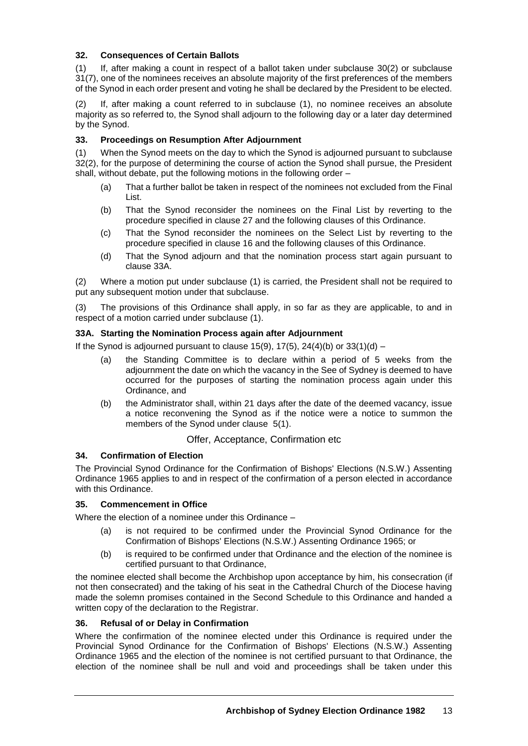### 32. Consequences of Certain Ballots

(1) If, after making a count in respect of a ballot taken under subclause 30(2) or subclause 31(7), one of the nominees receives an absolute majority of the first preferences of the members of the Synod in each order present and voting he shall be declared by the President to be elected.

(2) If, after making a count referred to in subclause (1), no nominee receives an absolute majority as so referred to, the Synod shall adjourn to the following day or a later day determined by the Synod.

### 33. Proceedings on Resumption After Adjournment

(1) When the Synod meets on the day to which the Synod is adjourned pursuant to subclause 32(2), for the purpose of determining the course of action the Synod shall pursue, the President shall, without debate, put the following motions in the following order –

- (a) That a further ballot be taken in respect of the nominees not excluded from the Final List.
- (b) That the Synod reconsider the nominees on the Final List by reverting to the procedure specified in clause 27 and the following clauses of this Ordinance.
- (c) That the Synod reconsider the nominees on the Select List by reverting to the procedure specified in clause 16 and the following clauses of this Ordinance.
- (d) That the Synod adjourn and that the nomination process start again pursuant to clause 33A.

(2) Where a motion put under subclause (1) is carried, the President shall not be required to put any subsequent motion under that subclause.

(3) The provisions of this Ordinance shall apply, in so far as they are applicable, to and in respect of a motion carried under subclause (1).

### 33A. Starting the Nomination Process again after Adjournment

If the Synod is adjourned pursuant to clause 15(9), 17(5), 24(4)(b) or 33(1)(d) –

- (a) the Standing Committee is to declare within a period of 5 weeks from the adjournment the date on which the vacancy in the See of Sydney is deemed to have occurred for the purposes of starting the nomination process again under this Ordinance, and
- (b) the Administrator shall, within 21 days after the date of the deemed vacancy, issue a notice reconvening the Synod as if the notice were a notice to summon the members of the Synod under clause 5(1).

## Offer, Acceptance, Confirmation etc

### 34. Confirmation of Election

The Provincial Synod Ordinance for the Confirmation of Bishops' Elections (N.S.W.) Assenting Ordinance 1965 applies to and in respect of the confirmation of a person elected in accordance with this Ordinance.

### 35. Commencement in Office

Where the election of a nominee under this Ordinance –

- (a) is not required to be confirmed under the Provincial Synod Ordinance for the Confirmation of Bishops' Elections (N.S.W.) Assenting Ordinance 1965; or
- (b) is required to be confirmed under that Ordinance and the election of the nominee is certified pursuant to that Ordinance,

the nominee elected shall become the Archbishop upon acceptance by him, his consecration (if not then consecrated) and the taking of his seat in the Cathedral Church of the Diocese having made the solemn promises contained in the Second Schedule to this Ordinance and handed a written copy of the declaration to the Registrar.

### 36. Refusal of or Delay in Confirmation

Where the confirmation of the nominee elected under this Ordinance is required under the Provincial Synod Ordinance for the Confirmation of Bishops' Elections (N.S.W.) Assenting Ordinance 1965 and the election of the nominee is not certified pursuant to that Ordinance, the election of the nominee shall be null and void and proceedings shall be taken under this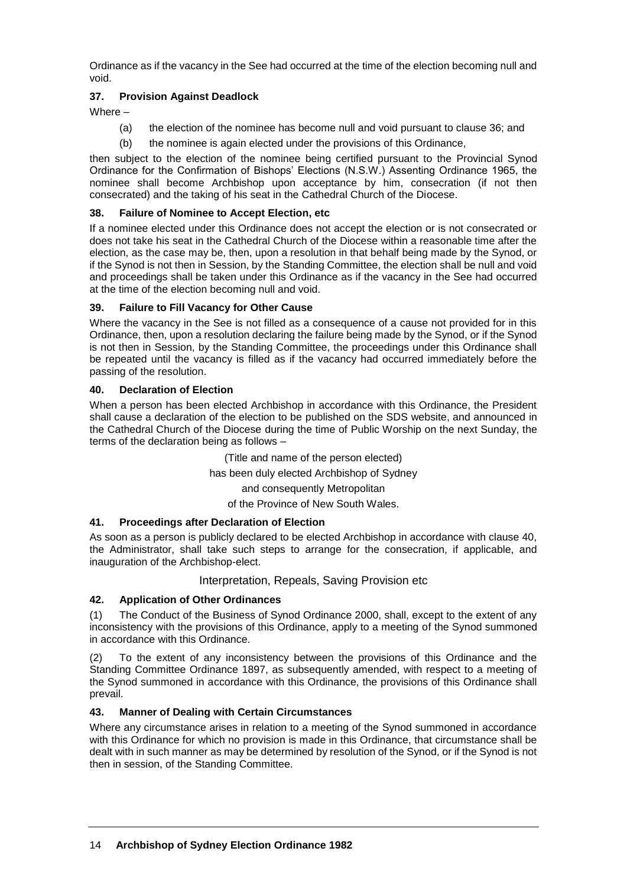Ordinance as if the vacancy in the See had occurred at the time of the election becoming null and void.

### 37. Provision Against Deadlock

Where –

(a) the election of the nominee has become null and void pursuant to clause 36; and

(b) the nominee is again elected under the provisions of this Ordinance,

then subject to the election of the nominee being certified pursuant to the Provincial Synod Ordinance for the Confirmation of Bishops' Elections (N.S.W.) Assenting Ordinance 1965, the nominee shall become Archbishop upon acceptance by him, consecration (if not then consecrated) and the taking of his seat in the Cathedral Church of the Diocese.

### 38. Failure of Nominee to Accept Election, etc

If a nominee elected under this Ordinance does not accept the election or is not consecrated or does not take his seat in the Cathedral Church of the Diocese within a reasonable time after the election, as the case may be, then, upon a resolution in that behalf being made by the Synod, or if the Synod is not then in Session, by the Standing Committee, the election shall be null and void and proceedings shall be taken under this Ordinance as if the vacancy in the See had occurred at the time of the election becoming null and void.

### 39. Failure to Fill Vacancy for Other Cause

Where the vacancy in the See is not filled as a consequence of a cause not provided for in this Ordinance, then, upon a resolution declaring the failure being made by the Synod, or if the Synod is not then in Session, by the Standing Committee, the proceedings under this Ordinance shall be repeated until the vacancy is filled as if the vacancy had occurred immediately before the passing of the resolution.

### 40. Declaration of Election

When a person has been elected Archbishop in accordance with this Ordinance, the President shall cause a declaration of the election to be published on the SDS website, and announced in the Cathedral Church of the Diocese during the time of Public Worship on the next Sunday, the terms of the declaration being as follows –

(Title and name of the person elected)
has been duly elected Archbishop of Sydney
and consequently Metropolitan
of the Province of New South Wales.

### 41. Proceedings after Declaration of Election

As soon as a person is publicly declared to be elected Archbishop in accordance with clause 40, the Administrator, shall take such steps to arrange for the consecration, if applicable, and inauguration of the Archbishop-elect.

## Interpretation, Repeals, Saving Provision etc

### 42. Application of Other Ordinances

(1) The Conduct of the Business of Synod Ordinance 2000, shall, except to the extent of any inconsistency with the provisions of this Ordinance, apply to a meeting of the Synod summoned in accordance with this Ordinance.

(2) To the extent of any inconsistency between the provisions of this Ordinance and the Standing Committee Ordinance 1897, as subsequently amended, with respect to a meeting of the Synod summoned in accordance with this Ordinance, the provisions of this Ordinance shall prevail.

### 43. Manner of Dealing with Certain Circumstances

Where any circumstance arises in relation to a meeting of the Synod summoned in accordance with this Ordinance for which no provision is made in this Ordinance, that circumstance shall be dealt with in such manner as may be determined by resolution of the Synod, or if the Synod is not then in session, of the Standing Committee.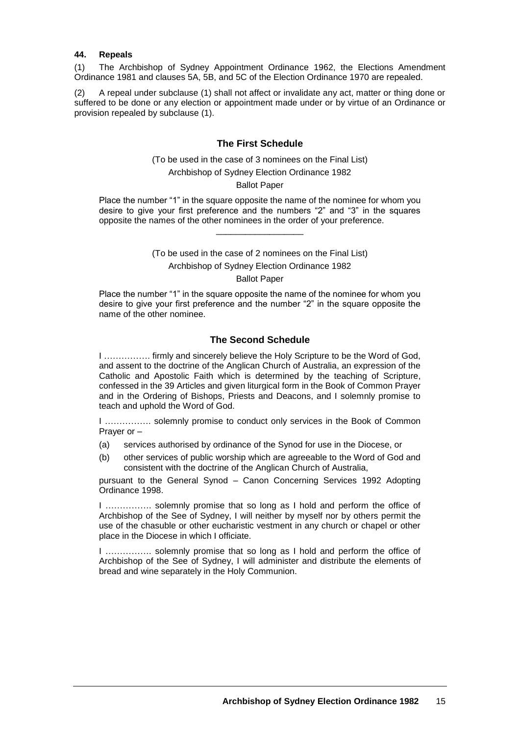### 44. Repeals

(1) The Archbishop of Sydney Appointment Ordinance 1962, the Elections Amendment Ordinance 1981 and clauses 5A, 5B, and 5C of the Election Ordinance 1970 are repealed.

(2) A repeal under subclause (1) shall not affect or invalidate any act, matter or thing done or suffered to be done or any election or appointment made under or by virtue of an Ordinance or provision repealed by subclause (1).

## The First Schedule

(To be used in the case of 3 nominees on the Final List)

Archbishop of Sydney Election Ordinance 1982

Ballot Paper

Place the number "1" in the square opposite the name of the nominee for whom you desire to give your first preference and the numbers "2" and "3" in the squares opposite the names of the other nominees in the order of your preference.

\_\_\_\_\_\_\_\_\_\_\_\_\_\_\_\_\_\_

(To be used in the case of 2 nominees on the Final List)

Archbishop of Sydney Election Ordinance 1982

Ballot Paper

Place the number "1" in the square opposite the name of the nominee for whom you desire to give your first preference and the number "2" in the square opposite the name of the other nominee.

## The Second Schedule

I ……………. firmly and sincerely believe the Holy Scripture to be the Word of God, and assent to the doctrine of the Anglican Church of Australia, an expression of the Catholic and Apostolic Faith which is determined by the teaching of Scripture, confessed in the 39 Articles and given liturgical form in the Book of Common Prayer and in the Ordering of Bishops, Priests and Deacons, and I solemnly promise to teach and uphold the Word of God.

I ……………. solemnly promise to conduct only services in the Book of Common Prayer or –

(a) services authorised by ordinance of the Synod for use in the Diocese, or

(b) other services of public worship which are agreeable to the Word of God and consistent with the doctrine of the Anglican Church of Australia,

pursuant to the General Synod – Canon Concerning Services 1992 Adopting Ordinance 1998.

I ……………. solemnly promise that so long as I hold and perform the office of Archbishop of the See of Sydney, I will neither by myself nor by others permit the use of the chasuble or other eucharistic vestment in any church or chapel or other place in the Diocese in which I officiate.

I ……………. solemnly promise that so long as I hold and perform the office of Archbishop of the See of Sydney, I will administer and distribute the elements of bread and wine separately in the Holy Communion.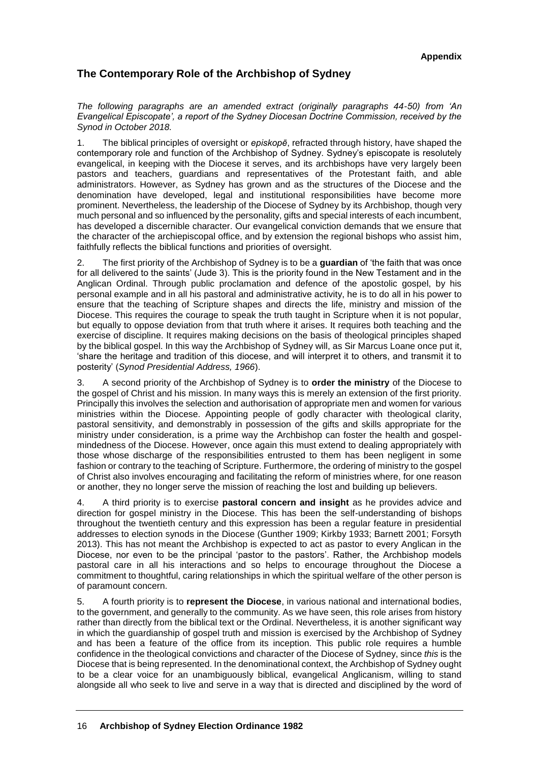**Appendix**

## The Contemporary Role of the Archbishop of Sydney

*The following paragraphs are an amended extract (originally paragraphs 44-50) from 'An Evangelical Episcopate', a report of the Sydney Diocesan Doctrine Commission, received by the Synod in October 2018.*

1. The biblical principles of oversight or *episkopē*, refracted through history, have shaped the contemporary role and function of the Archbishop of Sydney. Sydney's episcopate is resolutely evangelical, in keeping with the Diocese it serves, and its archbishops have very largely been pastors and teachers, guardians and representatives of the Protestant faith, and able administrators. However, as Sydney has grown and as the structures of the Diocese and the denomination have developed, legal and institutional responsibilities have become more prominent. Nevertheless, the leadership of the Diocese of Sydney by its Archbishop, though very much personal and so influenced by the personality, gifts and special interests of each incumbent, has developed a discernible character. Our evangelical conviction demands that we ensure that the character of the archiepiscopal office, and by extension the regional bishops who assist him, faithfully reflects the biblical functions and priorities of oversight.

2. The first priority of the Archbishop of Sydney is to be a **guardian** of 'the faith that was once for all delivered to the saints' (Jude 3). This is the priority found in the New Testament and in the Anglican Ordinal. Through public proclamation and defence of the apostolic gospel, by his personal example and in all his pastoral and administrative activity, he is to do all in his power to ensure that the teaching of Scripture shapes and directs the life, ministry and mission of the Diocese. This requires the courage to speak the truth taught in Scripture when it is not popular, but equally to oppose deviation from that truth where it arises. It requires both teaching and the exercise of discipline. It requires making decisions on the basis of theological principles shaped by the biblical gospel. In this way the Archbishop of Sydney will, as Sir Marcus Loane once put it, 'share the heritage and tradition of this diocese, and will interpret it to others, and transmit it to posterity' (*Synod Presidential Address, 1966*).

3. A second priority of the Archbishop of Sydney is to **order the ministry** of the Diocese to the gospel of Christ and his mission. In many ways this is merely an extension of the first priority. Principally this involves the selection and authorisation of appropriate men and women for various ministries within the Diocese. Appointing people of godly character with theological clarity, pastoral sensitivity, and demonstrably in possession of the gifts and skills appropriate for the ministry under consideration, is a prime way the Archbishop can foster the health and gospel-mindedness of the Diocese. However, once again this must extend to dealing appropriately with those whose discharge of the responsibilities entrusted to them has been negligent in some fashion or contrary to the teaching of Scripture. Furthermore, the ordering of ministry to the gospel of Christ also involves encouraging and facilitating the reform of ministries where, for one reason or another, they no longer serve the mission of reaching the lost and building up believers.

4. A third priority is to exercise **pastoral concern and insight** as he provides advice and direction for gospel ministry in the Diocese. This has been the self-understanding of bishops throughout the twentieth century and this expression has been a regular feature in presidential addresses to election synods in the Diocese (Gunther 1909; Kirkby 1933; Barnett 2001; Forsyth 2013). This has not meant the Archbishop is expected to act as pastor to every Anglican in the Diocese, nor even to be the principal 'pastor to the pastors'. Rather, the Archbishop models pastoral care in all his interactions and so helps to encourage throughout the Diocese a commitment to thoughtful, caring relationships in which the spiritual welfare of the other person is of paramount concern.

5. A fourth priority is to **represent the Diocese**, in various national and international bodies, to the government, and generally to the community. As we have seen, this role arises from history rather than directly from the biblical text or the Ordinal. Nevertheless, it is another significant way in which the guardianship of gospel truth and mission is exercised by the Archbishop of Sydney and has been a feature of the office from its inception. This public role requires a humble confidence in the theological convictions and character of the Diocese of Sydney, since *this* is the Diocese that is being represented. In the denominational context, the Archbishop of Sydney ought to be a clear voice for an unambiguously biblical, evangelical Anglicanism, willing to stand alongside all who seek to live and serve in a way that is directed and disciplined by the word of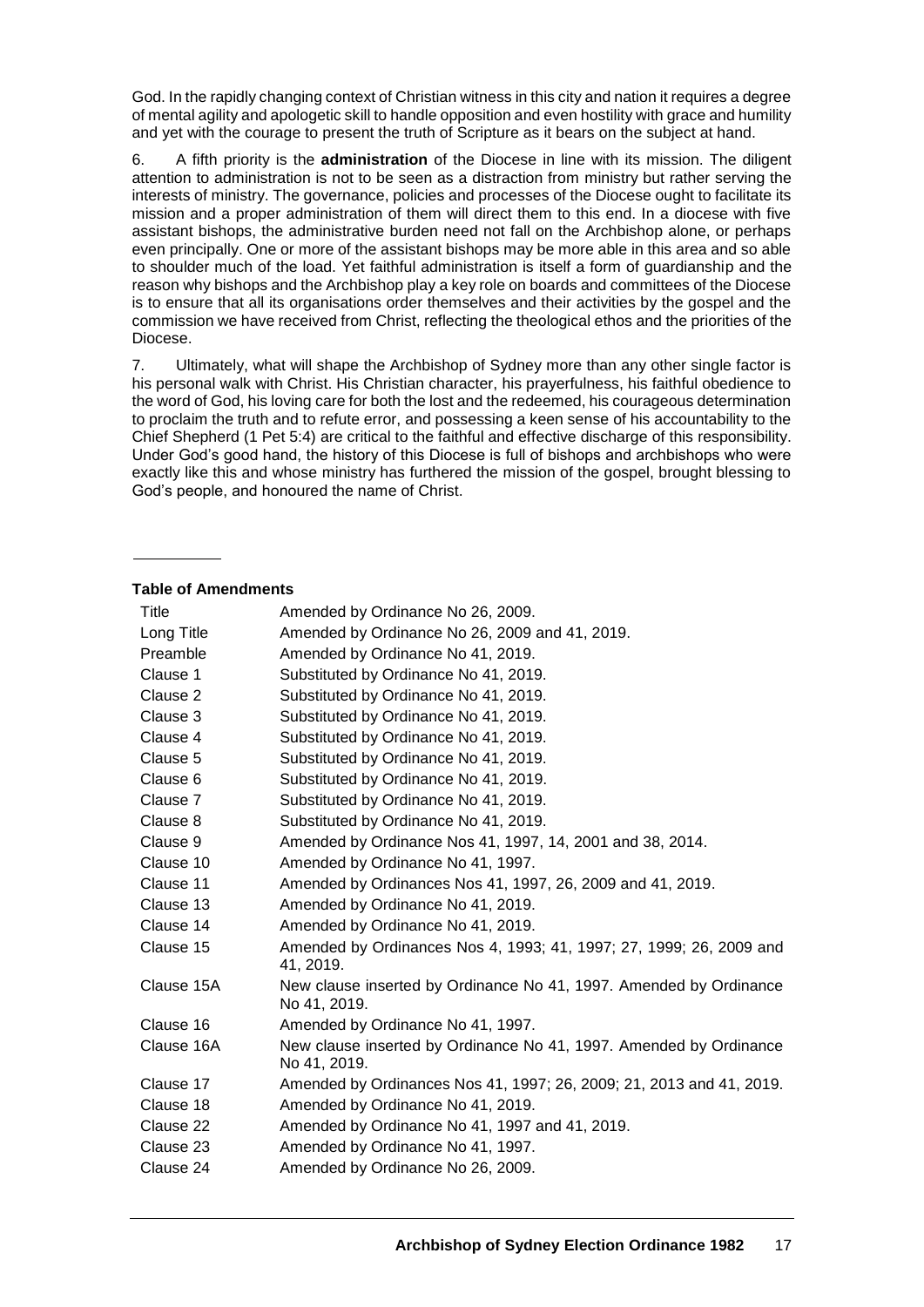God. In the rapidly changing context of Christian witness in this city and nation it requires a degree of mental agility and apologetic skill to handle opposition and even hostility with grace and humility and yet with the courage to present the truth of Scripture as it bears on the subject at hand.

6. A fifth priority is the **administration** of the Diocese in line with its mission. The diligent attention to administration is not to be seen as a distraction from ministry but rather serving the interests of ministry. The governance, policies and processes of the Diocese ought to facilitate its mission and a proper administration of them will direct them to this end. In a diocese with five assistant bishops, the administrative burden need not fall on the Archbishop alone, or perhaps even principally. One or more of the assistant bishops may be more able in this area and so able to shoulder much of the load. Yet faithful administration is itself a form of guardianship and the reason why bishops and the Archbishop play a key role on boards and committees of the Diocese is to ensure that all its organisations order themselves and their activities by the gospel and the commission we have received from Christ, reflecting the theological ethos and the priorities of the Diocese.

7. Ultimately, what will shape the Archbishop of Sydney more than any other single factor is his personal walk with Christ. His Christian character, his prayerfulness, his faithful obedience to the word of God, his loving care for both the lost and the redeemed, his courageous determination to proclaim the truth and to refute error, and possessing a keen sense of his accountability to the Chief Shepherd (1 Pet 5:4) are critical to the faithful and effective discharge of this responsibility. Under God's good hand, the history of this Diocese is full of bishops and archbishops who were exactly like this and whose ministry has furthered the mission of the gospel, brought blessing to God's people, and honoured the name of Christ.

---

**Table of Amendments**

| | |
|---|---|
| Title | Amended by Ordinance No 26, 2009. |
| Long Title | Amended by Ordinance No 26, 2009 and 41, 2019. |
| Preamble | Amended by Ordinance No 41, 2019. |
| Clause 1 | Substituted by Ordinance No 41, 2019. |
| Clause 2 | Substituted by Ordinance No 41, 2019. |
| Clause 3 | Substituted by Ordinance No 41, 2019. |
| Clause 4 | Substituted by Ordinance No 41, 2019. |
| Clause 5 | Substituted by Ordinance No 41, 2019. |
| Clause 6 | Substituted by Ordinance No 41, 2019. |
| Clause 7 | Substituted by Ordinance No 41, 2019. |
| Clause 8 | Substituted by Ordinance No 41, 2019. |
| Clause 9 | Amended by Ordinance Nos 41, 1997, 14, 2001 and 38, 2014. |
| Clause 10 | Amended by Ordinance No 41, 1997. |
| Clause 11 | Amended by Ordinances Nos 41, 1997, 26, 2009 and 41, 2019. |
| Clause 13 | Amended by Ordinance No 41, 2019. |
| Clause 14 | Amended by Ordinance No 41, 2019. |
| Clause 15 | Amended by Ordinances Nos 4, 1993; 41, 1997; 27, 1999; 26, 2009 and 41, 2019. |
| Clause 15A | New clause inserted by Ordinance No 41, 1997. Amended by Ordinance No 41, 2019. |
| Clause 16 | Amended by Ordinance No 41, 1997. |
| Clause 16A | New clause inserted by Ordinance No 41, 1997. Amended by Ordinance No 41, 2019. |
| Clause 17 | Amended by Ordinances Nos 41, 1997; 26, 2009; 21, 2013 and 41, 2019. |
| Clause 18 | Amended by Ordinance No 41, 2019. |
| Clause 22 | Amended by Ordinance No 41, 1997 and 41, 2019. |
| Clause 23 | Amended by Ordinance No 41, 1997. |
| Clause 24 | Amended by Ordinance No 26, 2009. |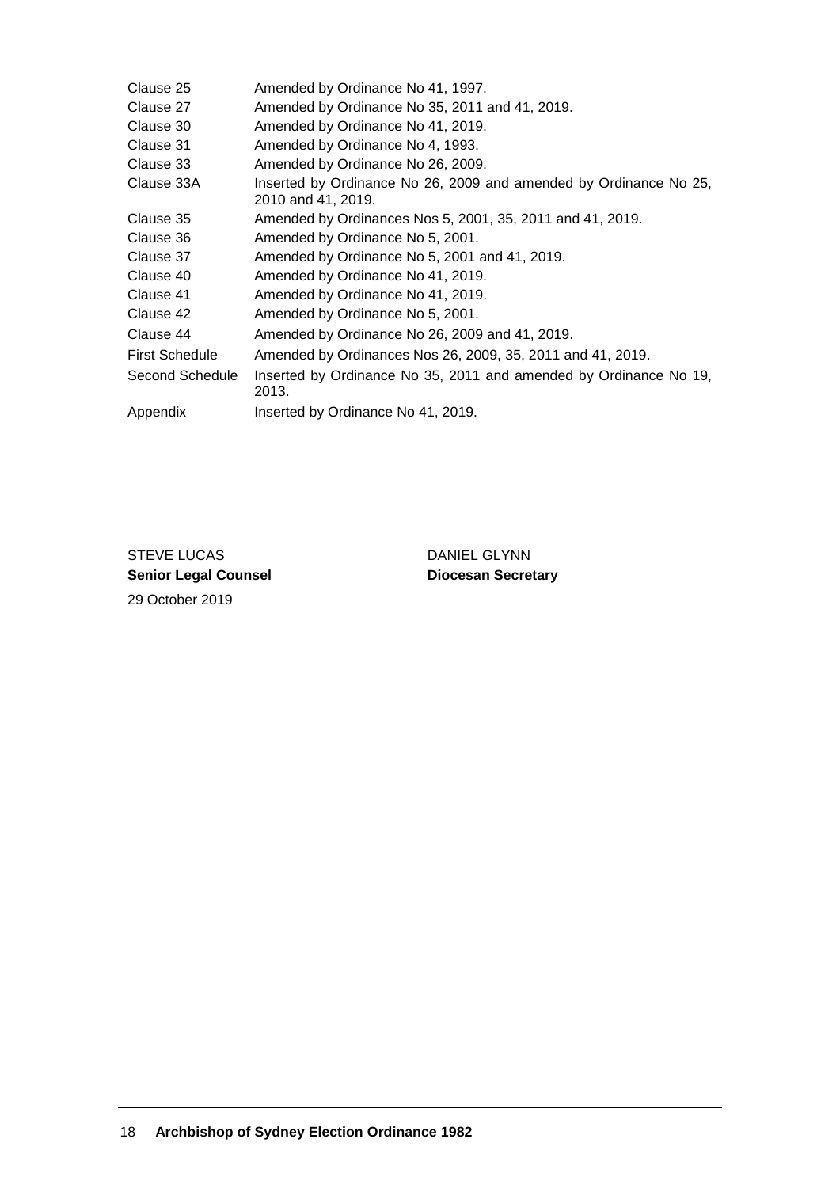| | |
|---|---|
| Clause 25 | Amended by Ordinance No 41, 1997. |
| Clause 27 | Amended by Ordinance No 35, 2011 and 41, 2019. |
| Clause 30 | Amended by Ordinance No 41, 2019. |
| Clause 31 | Amended by Ordinance No 4, 1993. |
| Clause 33 | Amended by Ordinance No 26, 2009. |
| Clause 33A | Inserted by Ordinance No 26, 2009 and amended by Ordinance No 25, 2010 and 41, 2019. |
| Clause 35 | Amended by Ordinances Nos 5, 2001, 35, 2011 and 41, 2019. |
| Clause 36 | Amended by Ordinance No 5, 2001. |
| Clause 37 | Amended by Ordinance No 5, 2001 and 41, 2019. |
| Clause 40 | Amended by Ordinance No 41, 2019. |
| Clause 41 | Amended by Ordinance No 41, 2019. |
| Clause 42 | Amended by Ordinance No 5, 2001. |
| Clause 44 | Amended by Ordinance No 26, 2009 and 41, 2019. |
| First Schedule | Amended by Ordinances Nos 26, 2009, 35, 2011 and 41, 2019. |
| Second Schedule | Inserted by Ordinance No 35, 2011 and amended by Ordinance No 19, 2013. |
| Appendix | Inserted by Ordinance No 41, 2019. |

STEVE LUCAS
**Senior Legal Counsel**
29 October 2019

DANIEL GLYNN
**Diocesan Secretary**